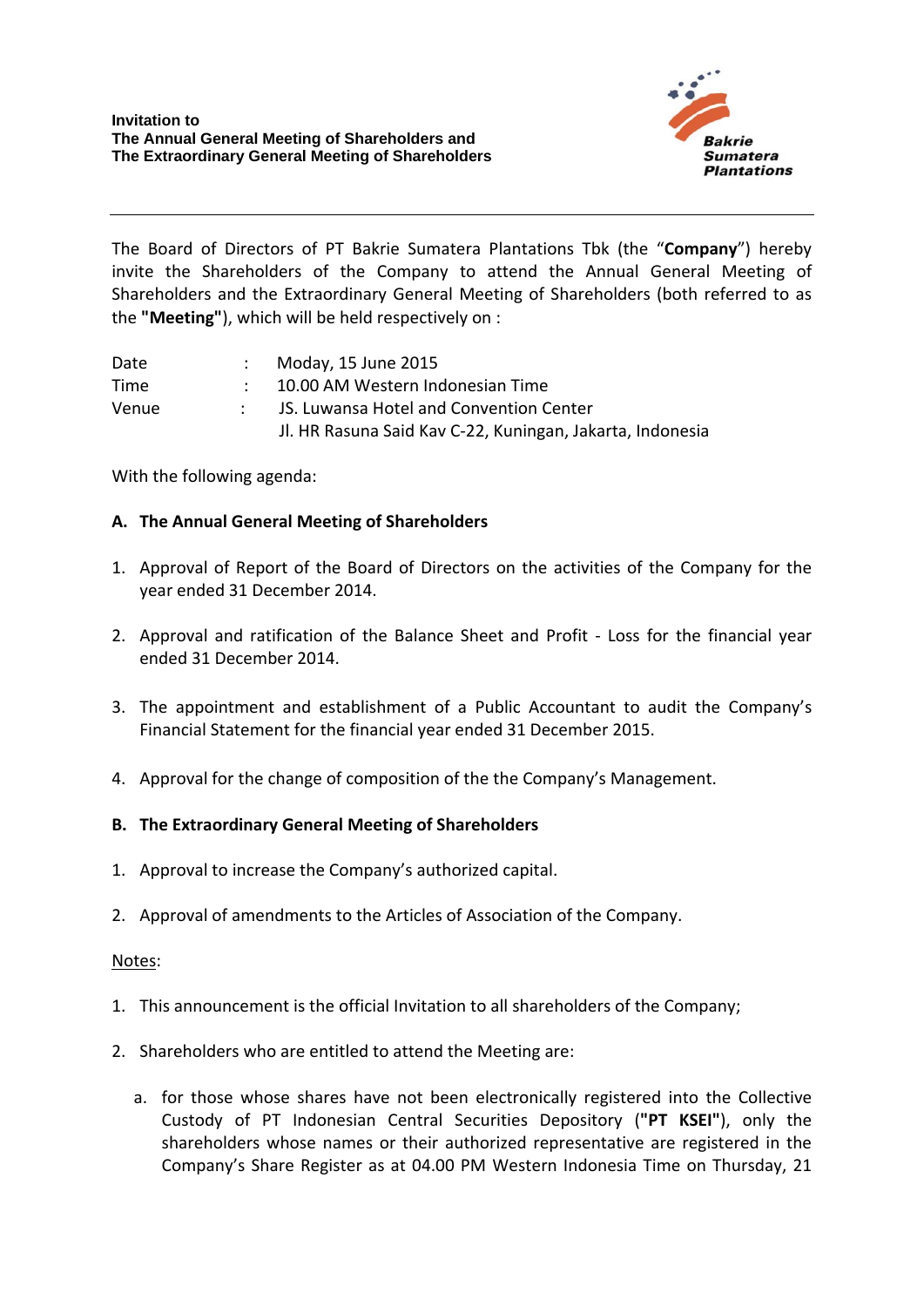**Invitation to**
**The Annual General Meeting of Shareholders and**
**The Extraordinary General Meeting of Shareholders**

Bakrie Sumatera Plantations

---

The Board of Directors of PT Bakrie Sumatera Plantations Tbk (the "**Company**") hereby invite the Shareholders of the Company to attend the Annual General Meeting of Shareholders and the Extraordinary General Meeting of Shareholders (both referred to as the **"Meeting"**), which will be held respectively on :

| | | |
|---|---|---|
| Date | : | Moday, 15 June 2015 |
| Time | : | 10.00 AM Western Indonesian Time |
| Venue | : | JS. Luwansa Hotel and Convention Center<br>Jl. HR Rasuna Said Kav C-22, Kuningan, Jakarta, Indonesia |

With the following agenda:

**A. The Annual General Meeting of Shareholders**

1. Approval of Report of the Board of Directors on the activities of the Company for the year ended 31 December 2014.
2. Approval and ratification of the Balance Sheet and Profit - Loss for the financial year ended 31 December 2014.
3. The appointment and establishment of a Public Accountant to audit the Company's Financial Statement for the financial year ended 31 December 2015.
4. Approval for the change of composition of the the Company's Management.

**B. The Extraordinary General Meeting of Shareholders**

1. Approval to increase the Company's authorized capital.
2. Approval of amendments to the Articles of Association of the Company.

Notes:

1. This announcement is the official Invitation to all shareholders of the Company;
2. Shareholders who are entitled to attend the Meeting are:
   a. for those whose shares have not been electronically registered into the Collective Custody of PT Indonesian Central Securities Depository (**"PT KSEI"**), only the shareholders whose names or their authorized representative are registered in the Company's Share Register as at 04.00 PM Western Indonesia Time on Thursday, 21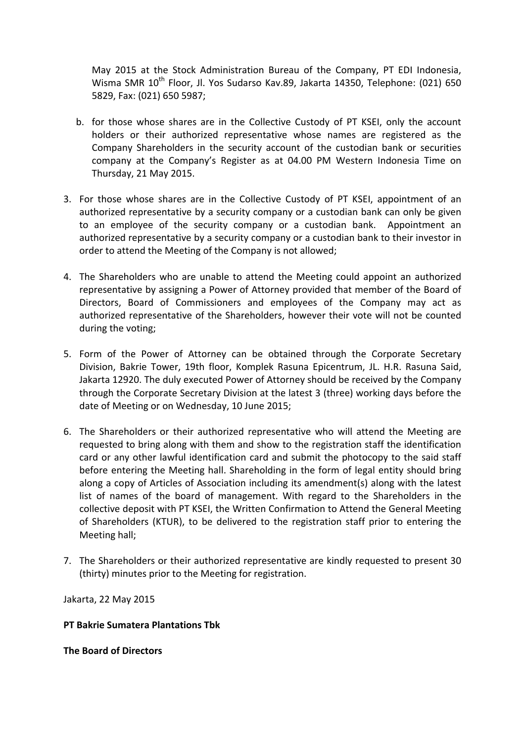May 2015 at the Stock Administration Bureau of the Company, PT EDI Indonesia, Wisma SMR 10th Floor, Jl. Yos Sudarso Kav.89, Jakarta 14350, Telephone: (021) 650 5829, Fax: (021) 650 5987;

b. for those whose shares are in the Collective Custody of PT KSEI, only the account holders or their authorized representative whose names are registered as the Company Shareholders in the security account of the custodian bank or securities company at the Company's Register as at 04.00 PM Western Indonesia Time on Thursday, 21 May 2015.

3. For those whose shares are in the Collective Custody of PT KSEI, appointment of an authorized representative by a security company or a custodian bank can only be given to an employee of the security company or a custodian bank. Appointment an authorized representative by a security company or a custodian bank to their investor in order to attend the Meeting of the Company is not allowed;

4. The Shareholders who are unable to attend the Meeting could appoint an authorized representative by assigning a Power of Attorney provided that member of the Board of Directors, Board of Commissioners and employees of the Company may act as authorized representative of the Shareholders, however their vote will not be counted during the voting;

5. Form of the Power of Attorney can be obtained through the Corporate Secretary Division, Bakrie Tower, 19th floor, Komplek Rasuna Epicentrum, JL. H.R. Rasuna Said, Jakarta 12920. The duly executed Power of Attorney should be received by the Company through the Corporate Secretary Division at the latest 3 (three) working days before the date of Meeting or on Wednesday, 10 June 2015;

6. The Shareholders or their authorized representative who will attend the Meeting are requested to bring along with them and show to the registration staff the identification card or any other lawful identification card and submit the photocopy to the said staff before entering the Meeting hall. Shareholding in the form of legal entity should bring along a copy of Articles of Association including its amendment(s) along with the latest list of names of the board of management. With regard to the Shareholders in the collective deposit with PT KSEI, the Written Confirmation to Attend the General Meeting of Shareholders (KTUR), to be delivered to the registration staff prior to entering the Meeting hall;

7. The Shareholders or their authorized representative are kindly requested to present 30 (thirty) minutes prior to the Meeting for registration.

Jakarta, 22 May 2015

**PT Bakrie Sumatera Plantations Tbk**

**The Board of Directors**